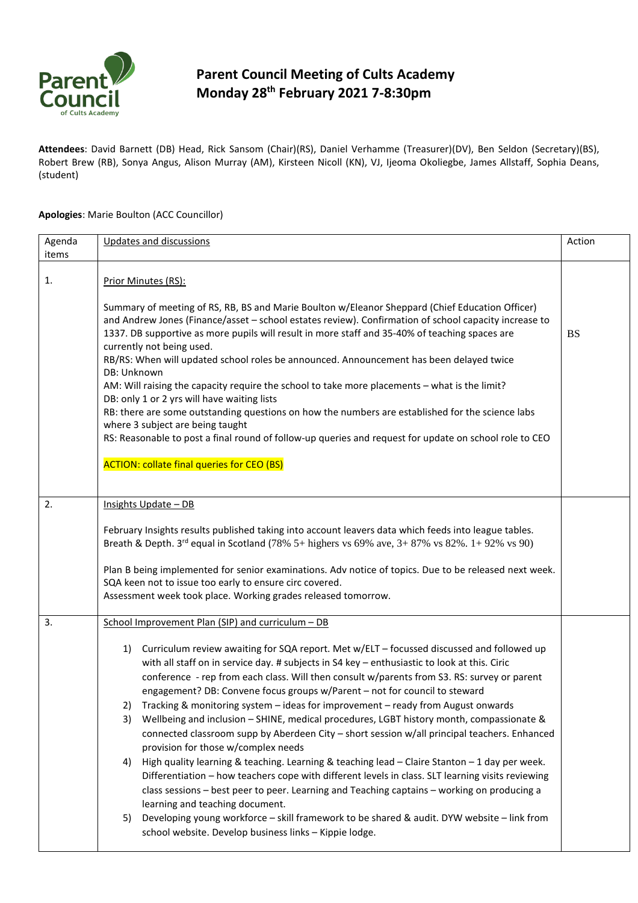# Parent Council Meeting of Cults Academy
# Monday 28th February 2021 7-8:30pm

**Attendees**: David Barnett (DB) Head, Rick Sansom (Chair)(RS), Daniel Verhamme (Treasurer)(DV), Ben Seldon (Secretary)(BS), Robert Brew (RB), Sonya Angus, Alison Murray (AM), Kirsteen Nicoll (KN), VJ, Ijeoma Okoliegbe, James Allstaff, Sophia Deans, (student)

**Apologies**: Marie Boulton (ACC Councillor)

| Agenda items | Updates and discussions | Action |
|---|---|---|
| 1. | Prior Minutes (RS):<br><br>Summary of meeting of RS, RB, BS and Marie Boulton w/Eleanor Sheppard (Chief Education Officer) and Andrew Jones (Finance/asset – school estates review). Confirmation of school capacity increase to 1337. DB supportive as more pupils will result in more staff and 35-40% of teaching spaces are currently not being used.<br>RB/RS: When will updated school roles be announced. Announcement has been delayed twice<br>DB: Unknown<br>AM: Will raising the capacity require the school to take more placements – what is the limit?<br>DB: only 1 or 2 yrs will have waiting lists<br>RB: there are some outstanding questions on how the numbers are established for the science labs where 3 subject are being taught<br>RS: Reasonable to post a final round of follow-up queries and request for update on school role to CEO<br><br>ACTION: collate final queries for CEO (BS) | BS |
| 2. | Insights Update – DB<br><br>February Insights results published taking into account leavers data which feeds into league tables. Breath & Depth. 3rd equal in Scotland (78% 5+ highers vs 69% ave, 3+ 87% vs 82%. 1+ 92% vs 90)<br><br>Plan B being implemented for senior examinations. Adv notice of topics. Due to be released next week. SQA keen not to issue too early to ensure circ covered.<br>Assessment week took place. Working grades released tomorrow. | |
| 3. | School Improvement Plan (SIP) and curriculum – DB<br><br>1) Curriculum review awaiting for SQA report. Met w/ELT – focussed discussed and followed up with all staff on in service day. # subjects in S4 key – enthusiastic to look at this. Ciric conference - rep from each class. Will then consult w/parents from S3. RS: survey or parent engagement? DB: Convene focus groups w/Parent – not for council to steward<br>2) Tracking & monitoring system – ideas for improvement – ready from August onwards<br>3) Wellbeing and inclusion – SHINE, medical procedures, LGBT history month, compassionate & connected classroom supp by Aberdeen City – short session w/all principal teachers. Enhanced provision for those w/complex needs<br>4) High quality learning & teaching. Learning & teaching lead – Claire Stanton – 1 day per week. Differentiation – how teachers cope with different levels in class. SLT learning visits reviewing class sessions – best peer to peer. Learning and Teaching captains – working on producing a learning and teaching document.<br>5) Developing young workforce – skill framework to be shared & audit. DYW website – link from school website. Develop business links – Kippie lodge. | |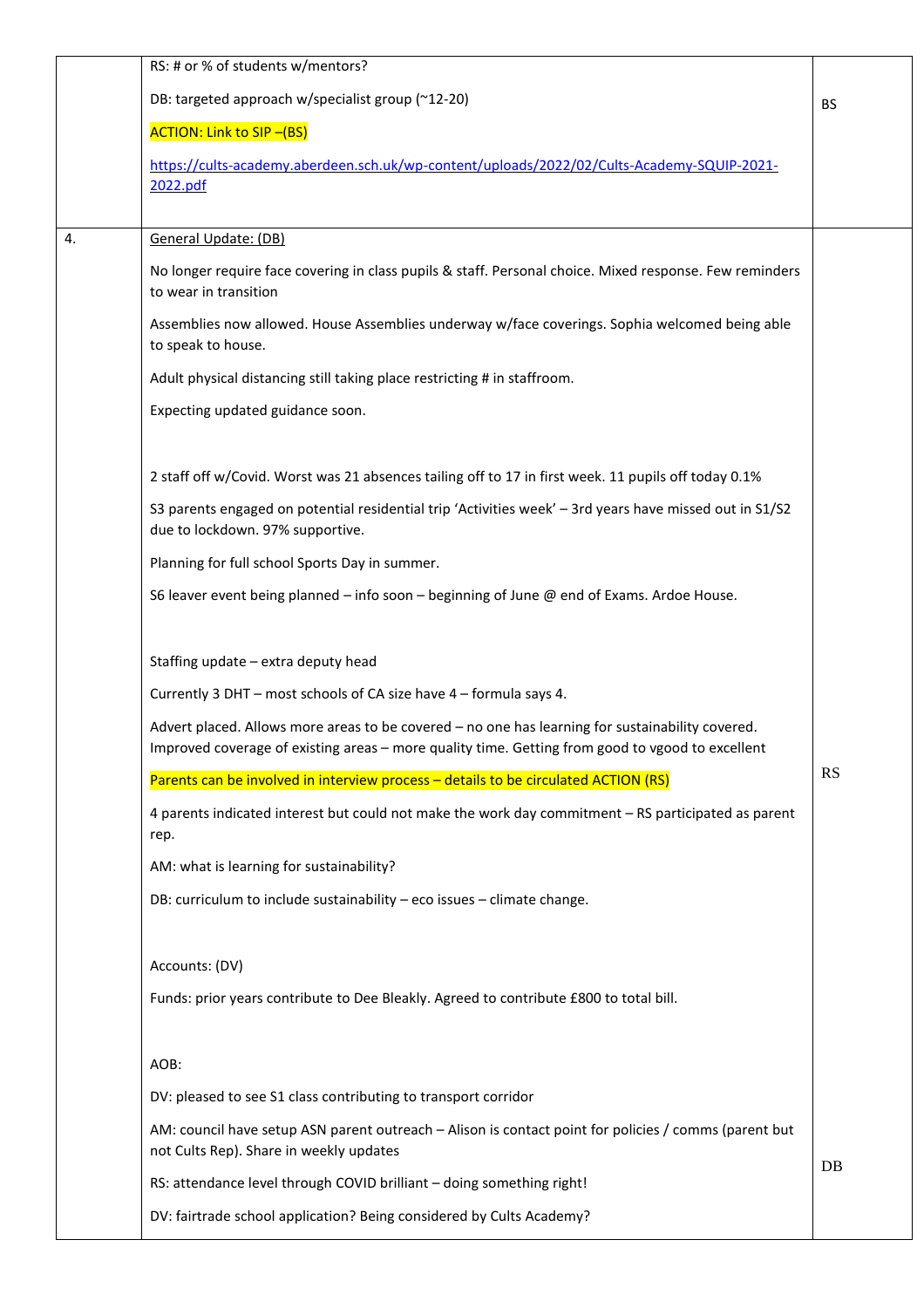| | | |
|---|---|---|
| | RS: # or % of students w/mentors?<br><br>DB: targeted approach w/specialist group (~12-20)<br><br>ACTION: Link to SIP –(BS)<br><br>https://cults-academy.aberdeen.sch.uk/wp-content/uploads/2022/02/Cults-Academy-SQUIP-2021-2022.pdf | BS |
| 4. | General Update: (DB)<br><br>No longer require face covering in class pupils & staff. Personal choice. Mixed response. Few reminders to wear in transition<br><br>Assemblies now allowed. House Assemblies underway w/face coverings. Sophia welcomed being able to speak to house.<br><br>Adult physical distancing still taking place restricting # in staffroom.<br><br>Expecting updated guidance soon.<br><br>2 staff off w/Covid. Worst was 21 absences tailing off to 17 in first week. 11 pupils off today 0.1%<br><br>S3 parents engaged on potential residential trip 'Activities week' – 3rd years have missed out in S1/S2 due to lockdown. 97% supportive.<br><br>Planning for full school Sports Day in summer.<br><br>S6 leaver event being planned – info soon – beginning of June @ end of Exams. Ardoe House.<br><br>Staffing update – extra deputy head<br><br>Currently 3 DHT – most schools of CA size have 4 – formula says 4.<br><br>Advert placed. Allows more areas to be covered – no one has learning for sustainability covered. Improved coverage of existing areas – more quality time. Getting from good to vgood to excellent<br><br>Parents can be involved in interview process – details to be circulated ACTION (RS)<br><br>4 parents indicated interest but could not make the work day commitment – RS participated as parent rep.<br><br>AM: what is learning for sustainability?<br><br>DB: curriculum to include sustainability – eco issues – climate change.<br><br>Accounts: (DV)<br><br>Funds: prior years contribute to Dee Bleakly. Agreed to contribute £800 to total bill.<br><br>AOB:<br><br>DV: pleased to see S1 class contributing to transport corridor<br><br>AM: council have setup ASN parent outreach – Alison is contact point for policies / comms (parent but not Cults Rep). Share in weekly updates<br><br>RS: attendance level through COVID brilliant – doing something right!<br><br>DV: fairtrade school application? Being considered by Cults Academy? | RS<br><br>DB |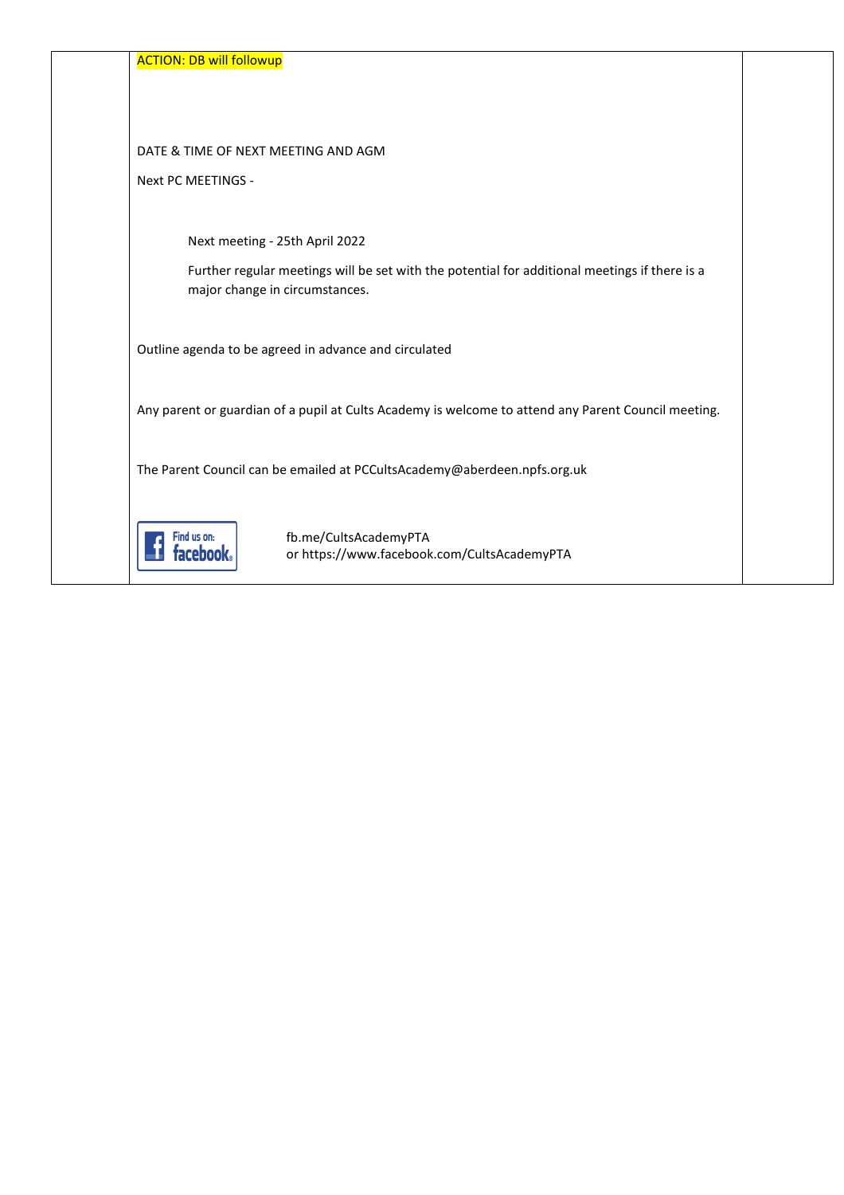ACTION: DB will followup

DATE & TIME OF NEXT MEETING AND AGM

Next PC MEETINGS -

Next meeting - 25th April 2022

Further regular meetings will be set with the potential for additional meetings if there is a major change in circumstances.

Outline agenda to be agreed in advance and circulated

Any parent or guardian of a pupil at Cults Academy is welcome to attend any Parent Council meeting.

The Parent Council can be emailed at PCCultsAcademy@aberdeen.npfs.org.uk

Find us on: facebook

fb.me/CultsAcademyPTA
or https://www.facebook.com/CultsAcademyPTA